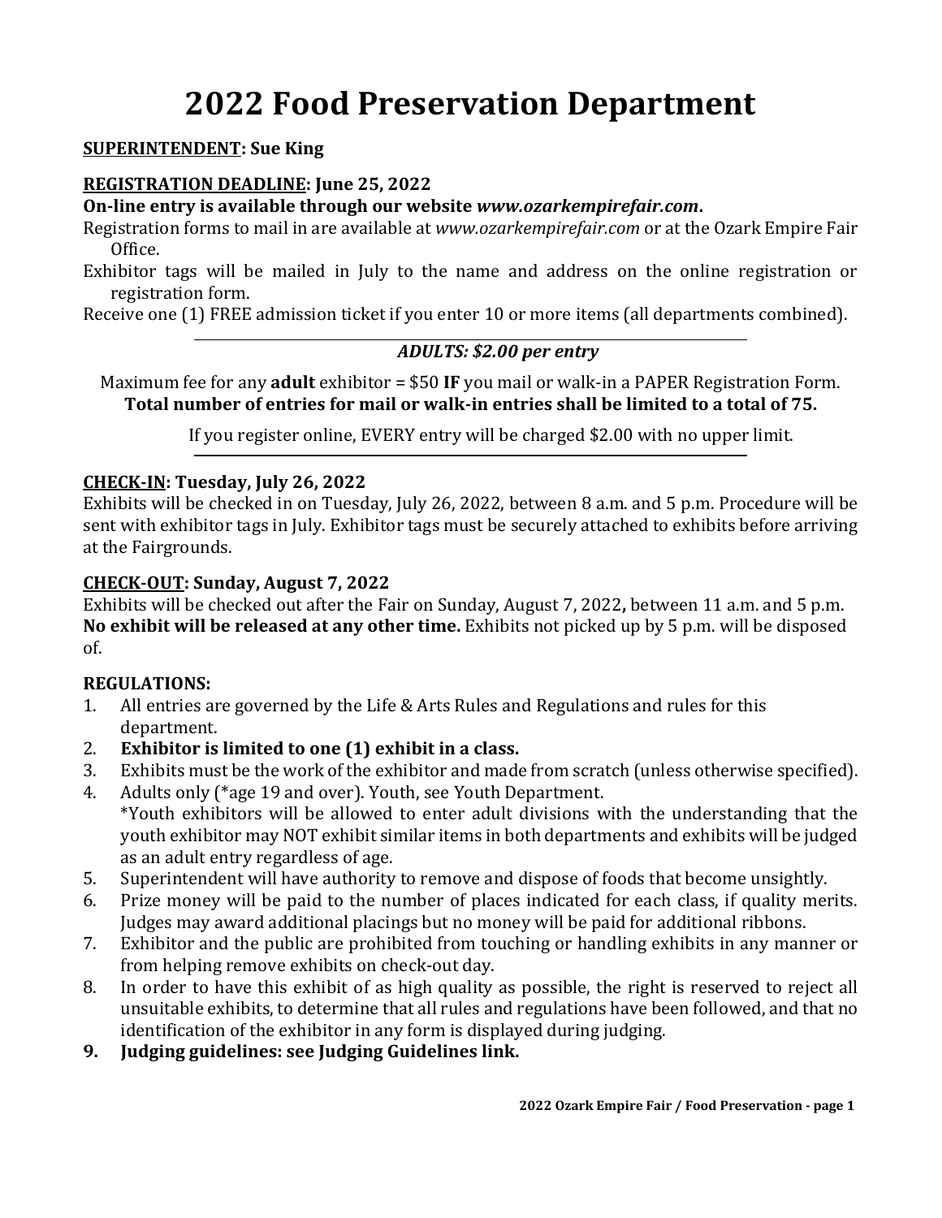# 2022 Food Preservation Department

**SUPERINTENDENT: Sue King**

**REGISTRATION DEADLINE: June 25, 2022**

**On-line entry is available through our website *www.ozarkempirefair.com*.**

Registration forms to mail in are available at *www.ozarkempirefair.com* or at the Ozark Empire Fair Office.

Exhibitor tags will be mailed in July to the name and address on the online registration or registration form.

Receive one (1) FREE admission ticket if you enter 10 or more items (all departments combined).

---

***ADULTS: $2.00 per entry***

Maximum fee for any **adult** exhibitor = $50 **IF** you mail or walk-in a PAPER Registration Form.
**Total number of entries for mail or walk-in entries shall be limited to a total of 75.**

If you register online, EVERY entry will be charged $2.00 with no upper limit.

---

**CHECK-IN: Tuesday, July 26, 2022**

Exhibits will be checked in on Tuesday, July 26, 2022, between 8 a.m. and 5 p.m. Procedure will be sent with exhibitor tags in July. Exhibitor tags must be securely attached to exhibits before arriving at the Fairgrounds.

**CHECK-OUT: Sunday, August 7, 2022**

Exhibits will be checked out after the Fair on Sunday, August 7, 2022**,** between 11 a.m. and 5 p.m. **No exhibit will be released at any other time.** Exhibits not picked up by 5 p.m. will be disposed of.

**REGULATIONS:**

1. All entries are governed by the Life & Arts Rules and Regulations and rules for this department.
2. **Exhibitor is limited to one (1) exhibit in a class.**
3. Exhibits must be the work of the exhibitor and made from scratch (unless otherwise specified).
4. Adults only (*age 19 and over). Youth, see Youth Department.
   *Youth exhibitors will be allowed to enter adult divisions with the understanding that the youth exhibitor may NOT exhibit similar items in both departments and exhibits will be judged as an adult entry regardless of age.
5. Superintendent will have authority to remove and dispose of foods that become unsightly.
6. Prize money will be paid to the number of places indicated for each class, if quality merits. Judges may award additional placings but no money will be paid for additional ribbons.
7. Exhibitor and the public are prohibited from touching or handling exhibits in any manner or from helping remove exhibits on check-out day.
8. In order to have this exhibit of as high quality as possible, the right is reserved to reject all unsuitable exhibits, to determine that all rules and regulations have been followed, and that no identification of the exhibitor in any form is displayed during judging.
9. **Judging guidelines: see Judging Guidelines link.**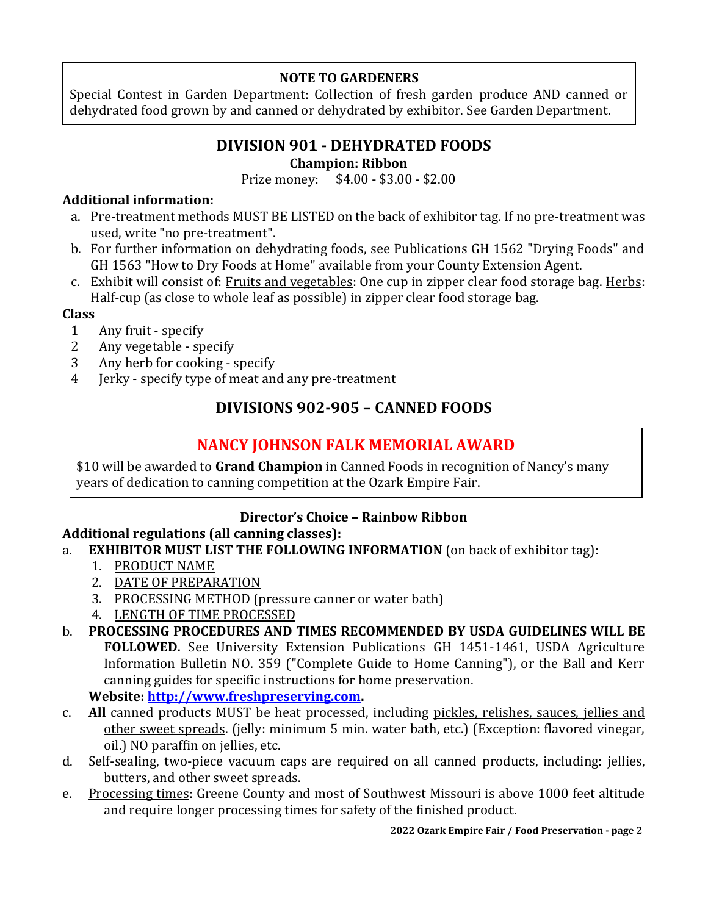**NOTE TO GARDENERS**

Special Contest in Garden Department: Collection of fresh garden produce AND canned or dehydrated food grown by and canned or dehydrated by exhibitor. See Garden Department.

## DIVISION 901 - DEHYDRATED FOODS

**Champion: Ribbon**

Prize money: $4.00 - $3.00 - $2.00

**Additional information:**

a. Pre-treatment methods MUST BE LISTED on the back of exhibitor tag. If no pre-treatment was used, write "no pre-treatment".
b. For further information on dehydrating foods, see Publications GH 1562 "Drying Foods" and GH 1563 "How to Dry Foods at Home" available from your County Extension Agent.
c. Exhibit will consist of: Fruits and vegetables: One cup in zipper clear food storage bag. Herbs: Half-cup (as close to whole leaf as possible) in zipper clear food storage bag.

**Class**

1 Any fruit - specify
2 Any vegetable - specify
3 Any herb for cooking - specify
4 Jerky - specify type of meat and any pre-treatment

## DIVISIONS 902-905 – CANNED FOODS

### NANCY JOHNSON FALK MEMORIAL AWARD

$10 will be awarded to **Grand Champion** in Canned Foods in recognition of Nancy's many years of dedication to canning competition at the Ozark Empire Fair.

**Director's Choice – Rainbow Ribbon**

**Additional regulations (all canning classes):**

a. **EXHIBITOR MUST LIST THE FOLLOWING INFORMATION** (on back of exhibitor tag):
   1. PRODUCT NAME
   2. DATE OF PREPARATION
   3. PROCESSING METHOD (pressure canner or water bath)
   4. LENGTH OF TIME PROCESSED
b. **PROCESSING PROCEDURES AND TIMES RECOMMENDED BY USDA GUIDELINES WILL BE FOLLOWED.** See University Extension Publications GH 1451-1461, USDA Agriculture Information Bulletin NO. 359 ("Complete Guide to Home Canning"), or the Ball and Kerr canning guides for specific instructions for home preservation.
   **Website: http://www.freshpreserving.com.**
c. **All** canned products MUST be heat processed, including pickles, relishes, sauces, jellies and other sweet spreads. (jelly: minimum 5 min. water bath, etc.) (Exception: flavored vinegar, oil.) NO paraffin on jellies, etc.
d. Self-sealing, two-piece vacuum caps are required on all canned products, including: jellies, butters, and other sweet spreads.
e. Processing times: Greene County and most of Southwest Missouri is above 1000 feet altitude and require longer processing times for safety of the finished product.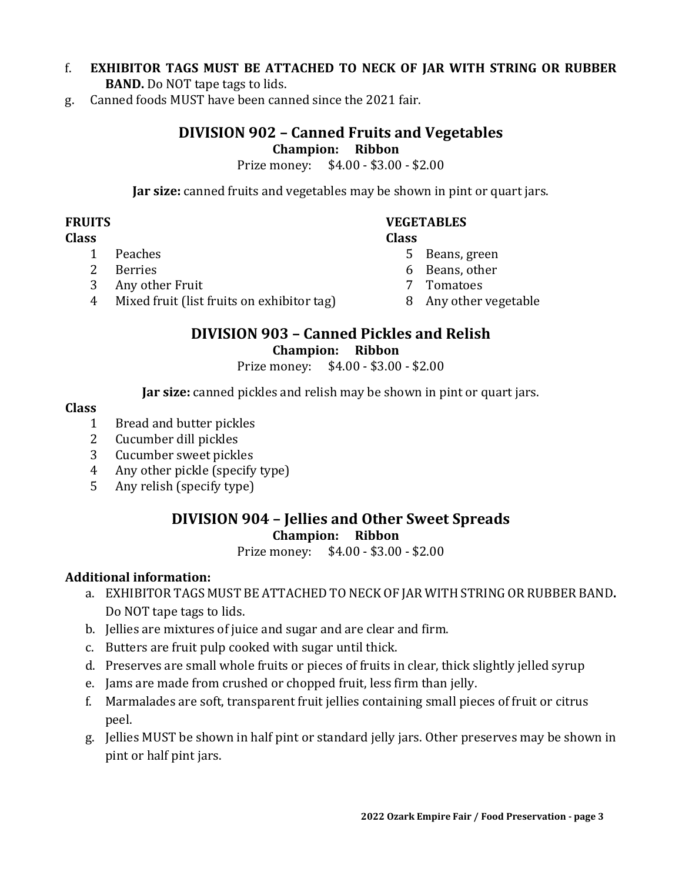f. **EXHIBITOR TAGS MUST BE ATTACHED TO NECK OF JAR WITH STRING OR RUBBER BAND.** Do NOT tape tags to lids.
g. Canned foods MUST have been canned since the 2021 fair.

## DIVISION 902 – Canned Fruits and Vegetables

**Champion: Ribbon**

Prize money: $4.00 - $3.00 - $2.00

**Jar size:** canned fruits and vegetables may be shown in pint or quart jars.

**FRUITS**

**Class**

1. Peaches
2. Berries
3. Any other Fruit
4. Mixed fruit (list fruits on exhibitor tag)

**VEGETABLES**

**Class**

5. Beans, green
6. Beans, other
7. Tomatoes
8. Any other vegetable

## DIVISION 903 – Canned Pickles and Relish

**Champion: Ribbon**

Prize money: $4.00 - $3.00 - $2.00

**Jar size:** canned pickles and relish may be shown in pint or quart jars.

**Class**

1. Bread and butter pickles
2. Cucumber dill pickles
3. Cucumber sweet pickles
4. Any other pickle (specify type)
5. Any relish (specify type)

## DIVISION 904 – Jellies and Other Sweet Spreads

**Champion: Ribbon**

Prize money: $4.00 - $3.00 - $2.00

**Additional information:**

a. EXHIBITOR TAGS MUST BE ATTACHED TO NECK OF JAR WITH STRING OR RUBBER BAND**.** Do NOT tape tags to lids.
b. Jellies are mixtures of juice and sugar and are clear and firm.
c. Butters are fruit pulp cooked with sugar until thick.
d. Preserves are small whole fruits or pieces of fruits in clear, thick slightly jelled syrup
e. Jams are made from crushed or chopped fruit, less firm than jelly.
f. Marmalades are soft, transparent fruit jellies containing small pieces of fruit or citrus peel.
g. Jellies MUST be shown in half pint or standard jelly jars. Other preserves may be shown in pint or half pint jars.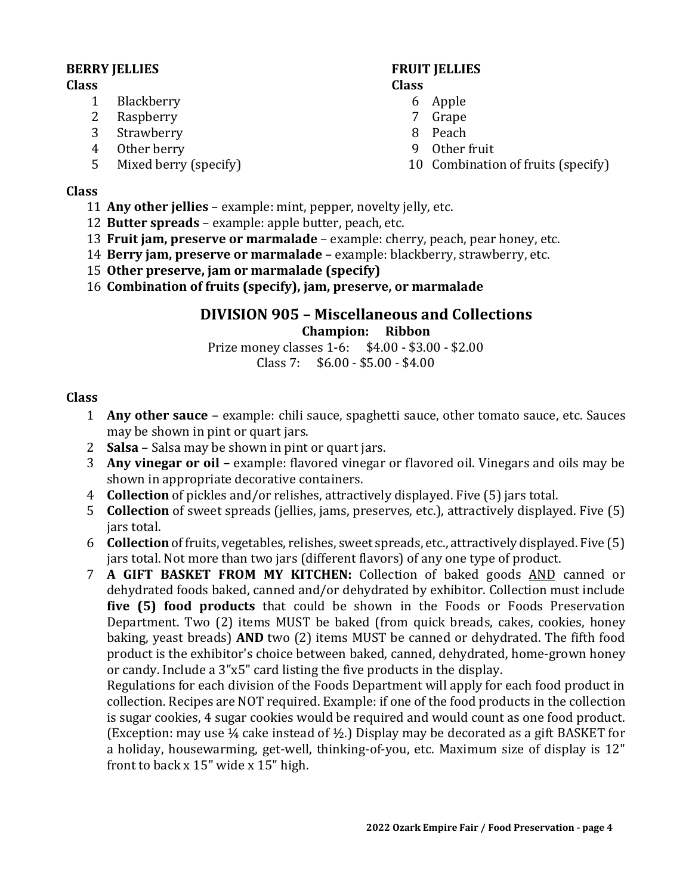**BERRY JELLIES**

**Class**

1. Blackberry
2. Raspberry
3. Strawberry
4. Other berry
5. Mixed berry (specify)

**FRUIT JELLIES**

**Class**

6. Apple
7. Grape
8. Peach
9. Other fruit
10. Combination of fruits (specify)

**Class**

11. **Any other jellies** – example: mint, pepper, novelty jelly, etc.
12. **Butter spreads** – example: apple butter, peach, etc.
13. **Fruit jam, preserve or marmalade** – example: cherry, peach, pear honey, etc.
14. **Berry jam, preserve or marmalade** – example: blackberry, strawberry, etc.
15. **Other preserve, jam or marmalade (specify)**
16. **Combination of fruits (specify), jam, preserve, or marmalade**

## DIVISION 905 – Miscellaneous and Collections

**Champion: Ribbon**

Prize money classes 1-6: $4.00 - $3.00 - $2.00

Class 7: $6.00 - $5.00 - $4.00

**Class**

1. **Any other sauce** – example: chili sauce, spaghetti sauce, other tomato sauce, etc. Sauces may be shown in pint or quart jars.
2. **Salsa** – Salsa may be shown in pint or quart jars.
3. **Any vinegar or oil –** example: flavored vinegar or flavored oil. Vinegars and oils may be shown in appropriate decorative containers.
4. **Collection** of pickles and/or relishes, attractively displayed. Five (5) jars total.
5. **Collection** of sweet spreads (jellies, jams, preserves, etc.), attractively displayed. Five (5) jars total.
6. **Collection** of fruits, vegetables, relishes, sweet spreads, etc., attractively displayed. Five (5) jars total. Not more than two jars (different flavors) of any one type of product.
7. **A GIFT BASKET FROM MY KITCHEN:** Collection of baked goods AND canned or dehydrated foods baked, canned and/or dehydrated by exhibitor. Collection must include **five (5) food products** that could be shown in the Foods or Foods Preservation Department. Two (2) items MUST be baked (from quick breads, cakes, cookies, honey baking, yeast breads) **AND** two (2) items MUST be canned or dehydrated. The fifth food product is the exhibitor's choice between baked, canned, dehydrated, home-grown honey or candy. Include a 3"x5" card listing the five products in the display.

   Regulations for each division of the Foods Department will apply for each food product in collection. Recipes are NOT required. Example: if one of the food products in the collection is sugar cookies, 4 sugar cookies would be required and would count as one food product. (Exception: may use ¼ cake instead of ½.) Display may be decorated as a gift BASKET for a holiday, housewarming, get-well, thinking-of-you, etc. Maximum size of display is 12" front to back x 15" wide x 15" high.